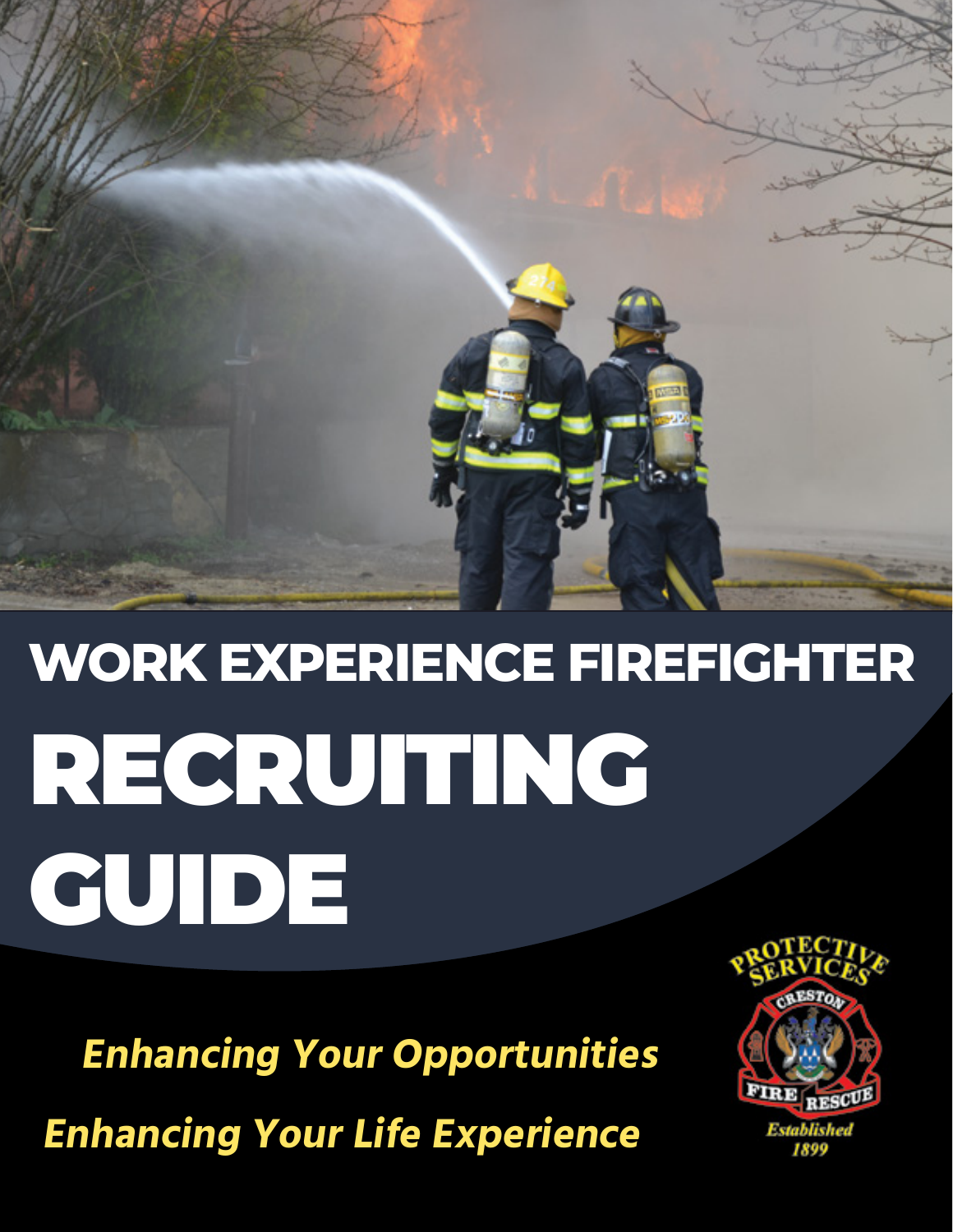# WORK EXPERIENCE FIREFIGHTER

# RECRUITING GUIDE

***Enhancing Your Opportunities***

***Enhancing Your Life Experience***

PROTECTIVE SERVICES

CRESTON

FIRE RESCUE

*Established 1899*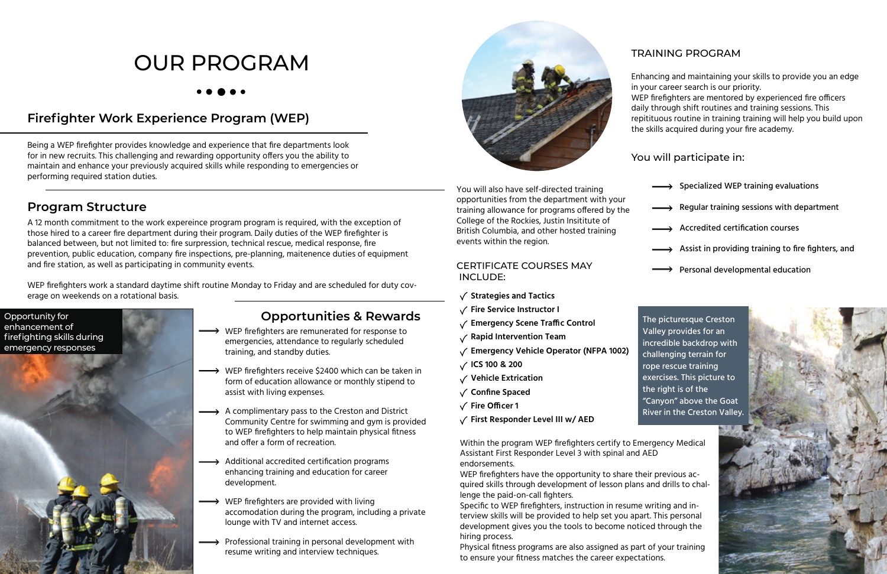# OUR PROGRAM

## Firefighter Work Experience Program (WEP)

Being a WEP firefighter provides knowledge and experience that fire departments look for in new recruits. This challenging and rewarding opportunity offers you the ability to maintain and enhance your previously acquired skills while responding to emergencies or performing required station duties.

## Program Structure

A 12 month commitment to the work expereince program program is required, with the exception of those hired to a career fire department during their program. Daily duties of the WEP firefighter is balanced between, but not limited to: fire surpression, technical rescue, medical response, fire prevention, public education, company fire inspections, pre-planning, maitenence duties of equipment and fire station, as well as participating in community events.

WEP firefighters work a standard daytime shift routine Monday to Friday and are scheduled for duty coverage on weekends on a rotational basis.

Opportunity for enhancement of firefighting skills during emergency responses

## Opportunities & Rewards

- WEP firefighters are remunerated for response to emergencies, attendance to regularly scheduled training, and standby duties.
- WEP firefighters receive $2400 which can be taken in form of education allowance or monthly stipend to assist with living expenses.
- A complimentary pass to the Creston and District Community Centre for swimming and gym is provided to WEP firefighters to help maintain physical fitness and offer a form of recreation.
- Additional accredited certification programs enhancing training and education for career development.
- WEP firefighters are provided with living accomodation during the program, including a private lounge with TV and internet access.
- Professional training in personal development with resume writing and interview techniques.

You will also have self-directed training opportunities from the department with your training allowance for programs offered by the College of the Rockies, Justin Insititute of British Columbia, and other hosted training events within the region.

### CERTIFICATE COURSES MAY INCLUDE:

- ✓ **Strategies and Tactics**
- ✓ **Fire Service Instructor I**
- ✓ **Emergency Scene Traffic Control**
- ✓ **Rapid Intervention Team**
- ✓ **Emergency Vehicle Operator (NFPA 1002)**
- ✓ **ICS 100 & 200**
- ✓ **Vehicle Extrication**
- ✓ **Confine Spaced**
- ✓ **Fire Officer 1**
- ✓ **First Responder Level III w/ AED**

Within the program WEP firefighters certify to Emergency Medical Assistant First Responder Level 3 with spinal and AED endorsements.
WEP firefighters have the opportunity to share their previous acquired skills through development of lesson plans and drills to challenge the paid-on-call fighters.
Specific to WEP firefighters, instruction in resume writing and interview skills will be provided to help set you apart. This personal development gives you the tools to become noticed through the hiring process.
Physical fitness programs are also assigned as part of your training to ensure your fitness matches the career expectations.

### TRAINING PROGRAM

Enhancing and maintaining your skills to provide you an edge in your career search is our priority.
WEP firefighters are mentored by experienced fire officers daily through shift routines and training sessions. This repitituous routine in training training will help you build upon the skills acquired during your fire academy.

### You will participate in:

- Specialized WEP training evaluations
- Regular training sessions with department
- Accredited certification courses
- Assist in providing training to fire fighters, and
- Personal developmental education

The picturesque Creston Valley provides for an incredible backdrop with challenging terrain for rope rescue training exercises. This picture to the right is of the "Canyon" above the Goat River in the Creston Valley.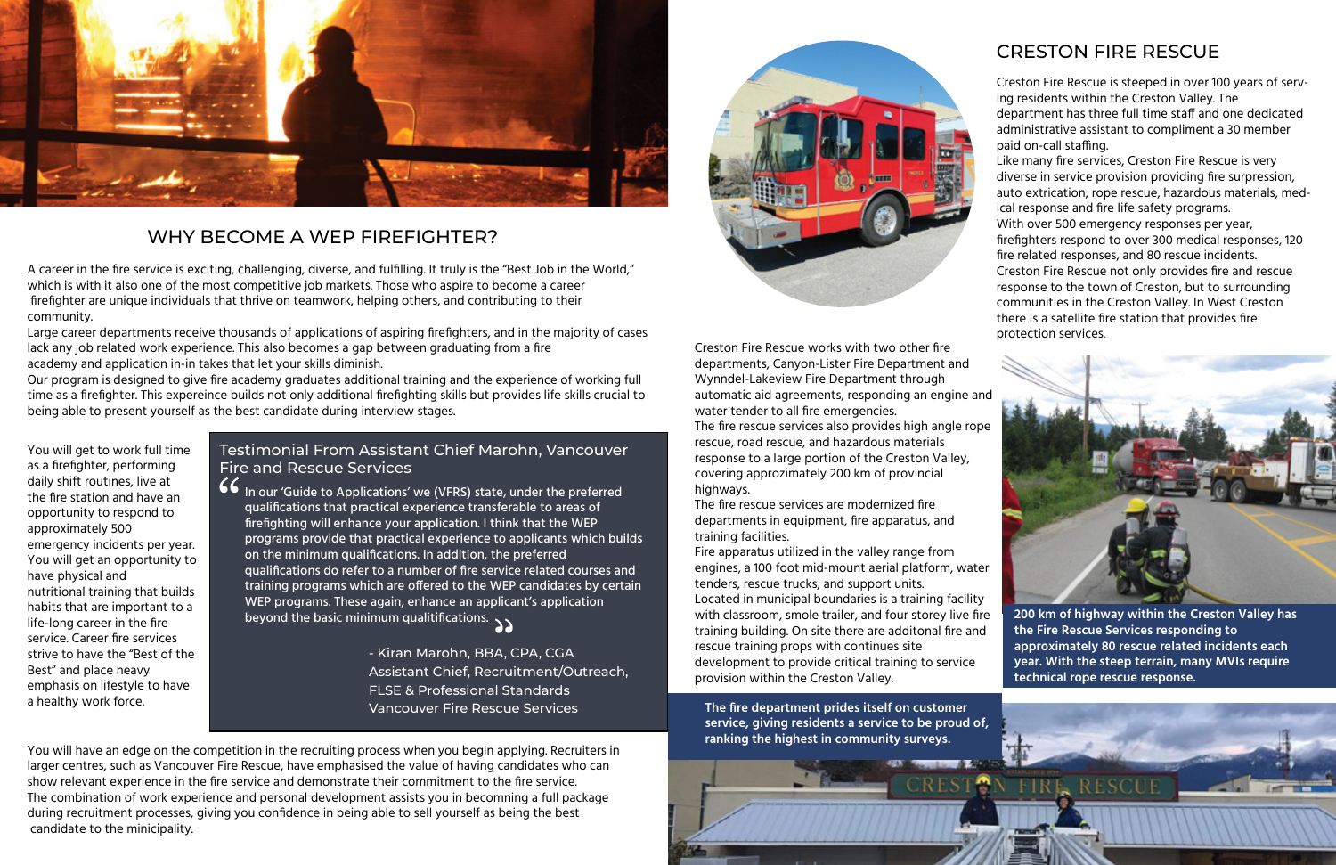## WHY BECOME A WEP FIREFIGHTER?

A career in the fire service is exciting, challenging, diverse, and fulfilling. It truly is the "Best Job in the World," which is with it also one of the most competitive job markets. Those who aspire to become a career firefighter are unique individuals that thrive on teamwork, helping others, and contributing to their community.

Large career departments receive thousands of applications of aspiring firefighters, and in the majority of cases lack any job related work experience. This also becomes a gap between graduating from a fire academy and application in-in takes that let your skills diminish.

Our program is designed to give fire academy graduates additional training and the experience of working full time as a firefighter. This expereince builds not only additional firefighting skills but provides life skills crucial to being able to present yourself as the best candidate during interview stages.

You will get to work full time as a firefighter, performing daily shift routines, live at the fire station and have an opportunity to respond to approximately 500 emergency incidents per year. You will get an opportunity to have physical and nutritional training that builds habits that are important to a life-long career in the fire service. Career fire services strive to have the "Best of the Best" and place heavy emphasis on lifestyle to have a healthy work force.

### Testimonial From Assistant Chief Marohn, Vancouver Fire and Rescue Services

> "In our 'Guide to Applications' we (VFRS) state, under the preferred qualifications that practical experience transferable to areas of firefighting will enhance your application. I think that the WEP programs provide that practical experience to applicants which builds on the minimum qualifications. In addition, the preferred qualifications do refer to a number of fire service related courses and training programs which are offered to the WEP candidates by certain WEP programs. These again, enhance an applicant's application beyond the basic minimum qualifitications."
>
> - Kiran Marohn, BBA, CPA, CGA
> Assistant Chief, Recruitment/Outreach, FLSE & Professional Standards
> Vancouver Fire Rescue Services

You will have an edge on the competition in the recruiting process when you begin applying. Recruiters in larger centres, such as Vancouver Fire Rescue, have emphasised the value of having candidates who can show relevant experience in the fire service and demonstrate their commitment to the fire service.

The combination of work experience and personal development assists you in becomming a full package during recruitment processes, giving you confidence in being able to sell yourself as being the best candidate to the minicipality.

## CRESTON FIRE RESCUE

Creston Fire Rescue is steeped in over 100 years of serving residents within the Creston Valley. The department has three full time staff and one dedicated administrative assistant to compliment a 30 member paid on-call staffing.

Like many fire services, Creston Fire Rescue is very diverse in service provision providing fire surpression, auto extrication, rope rescue, hazardous materials, medical response and fire life safety programs.

With over 500 emergency responses per year, firefighters respond to over 300 medical responses, 120 fire related responses, and 80 rescue incidents.

Creston Fire Rescue not only provides fire and rescue response to the town of Creston, but to surrounding communities in the Creston Valley. In West Creston there is a satellite fire station that provides fire protection services.

Creston Fire Rescue works with two other fire departments, Canyon-Lister Fire Department and Wynndel-Lakeview Fire Department through automatic aid agreements, responding an engine and water tender to all fire emergencies.

The fire rescue services also provides high angle rope rescue, road rescue, and hazardous materials response to a large portion of the Creston Valley, covering approzimately 200 km of provincial highways.

The fire rescue services are modernized fire departments in equipment, fire apparatus, and training facilities.

Fire apparatus utilized in the valley range from engines, a 100 foot mid-mount aerial platform, water tenders, rescue trucks, and support units.

Located in municipal boundaries is a training facility with classroom, smole trailer, and four storey live fire training building. On site there are additonal fire and rescue training props with continues site development to provide critical training to service provision within the Creston Valley.

**200 km of highway within the Creston Valley has the Fire Rescue Services responding to approximately 80 rescue related incidents each year. With the steep terrain, many MVIs require technical rope rescue response.**

**The fire department prides itself on customer service, giving residents a service to be proud of, ranking the highest in community surveys.**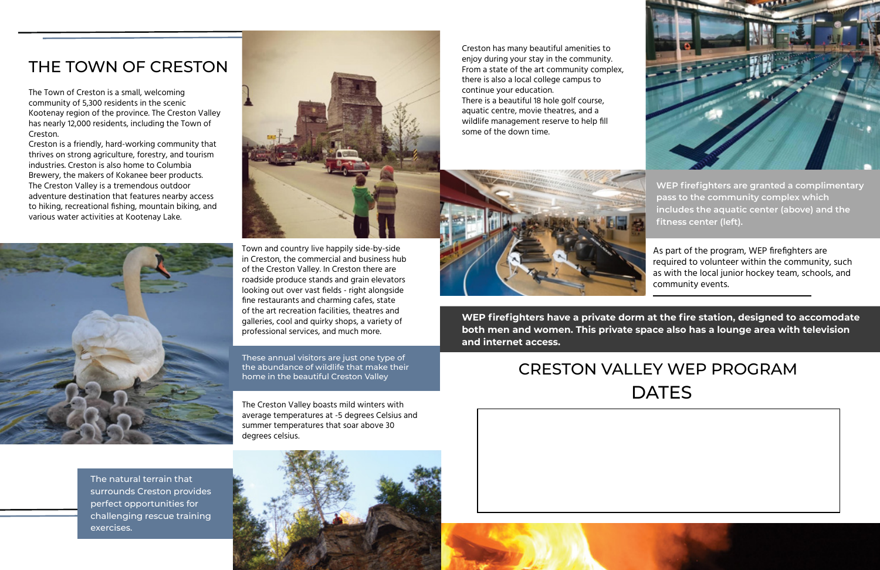# THE TOWN OF CRESTON

The Town of Creston is a small, welcoming community of 5,300 residents in the scenic Kootenay region of the province. The Creston Valley has nearly 12,000 residents, including the Town of Creston.

Creston is a friendly, hard-working community that thrives on strong agriculture, forestry, and tourism industries. Creston is also home to Columbia Brewery, the makers of Kokanee beer products.

The Creston Valley is a tremendous outdoor adventure destination that features nearby access to hiking, recreational fishing, mountain biking, and various water activities at Kootenay Lake.

Town and country live happily side-by-side in Creston, the commercial and business hub of the Creston Valley. In Creston there are roadside produce stands and grain elevators looking out over vast fields - right alongside fine restaurants and charming cafes, state of the art recreation facilities, theatres and galleries, cool and quirky shops, a variety of professional services, and much more.

These annual visitors are just one type of the abundance of wildlife that make their home in the beautiful Creston Valley

The Creston Valley boasts mild winters with average temperatures at -5 degrees Celsius and summer temperatures that soar above 30 degrees celsius.

The natural terrain that surrounds Creston provides perfect opportunities for challenging rescue training exercises.

Creston has many beautiful amenities to enjoy during your stay in the community. From a state of the art community complex, there is also a local college campus to continue your education.

There is a beautiful 18 hole golf course, aquatic centre, movie theatres, and a wildlife management reserve to help fill some of the down time.

**WEP firefighters are granted a complimentary pass to the community complex which includes the aquatic center (above) and the fitness center (left).**

As part of the program, WEP firefighters are required to volunteer within the community, such as with the local junior hockey team, schools, and community events.

**WEP firefighters have a private dorm at the fire station, designed to accomodate both men and women. This private space also has a lounge area with television and internet access.**

## CRESTON VALLEY WEP PROGRAM DATES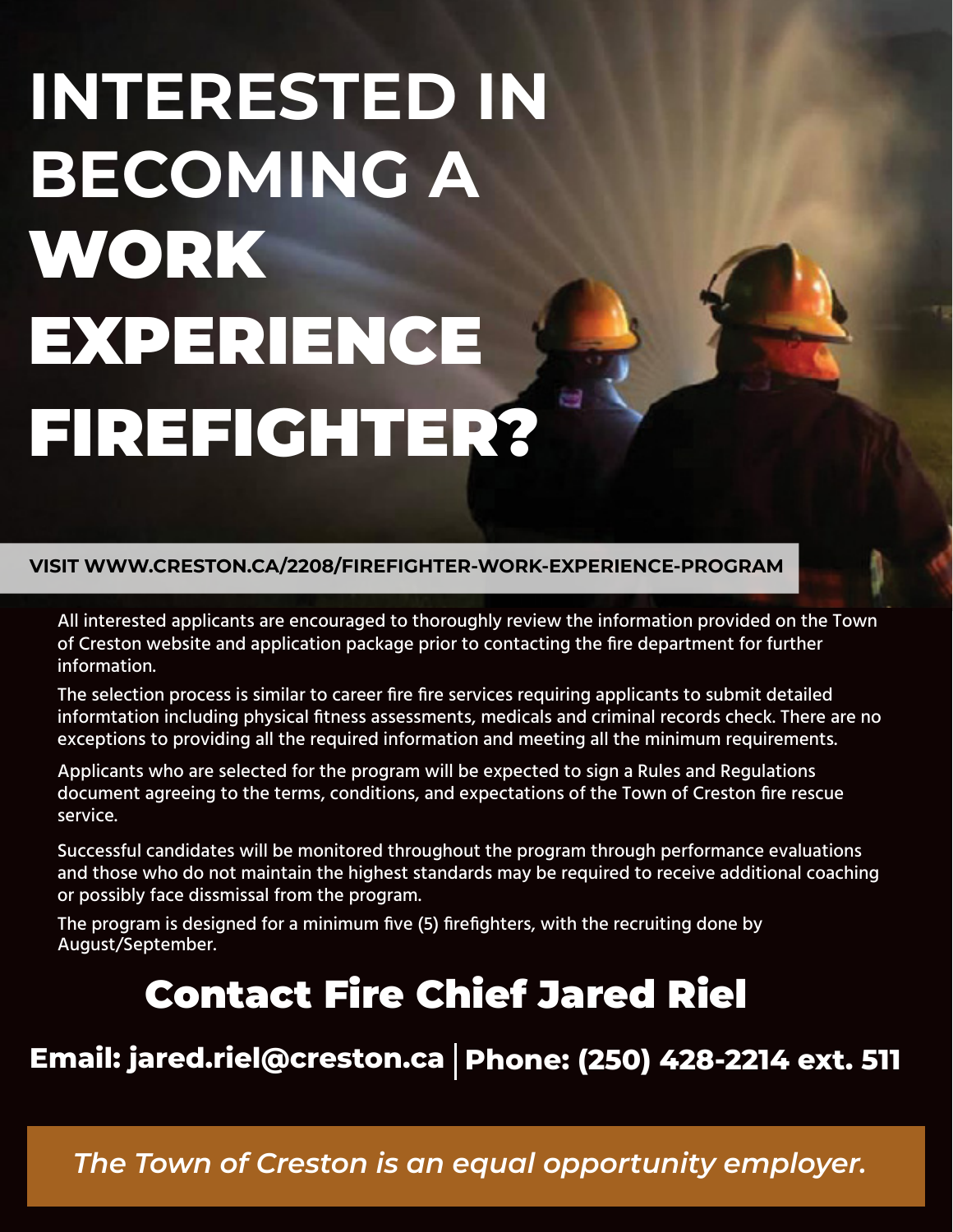# INTERESTED IN BECOMING A WORK EXPERIENCE FIREFIGHTER?

**VISIT WWW.CRESTON.CA/2208/FIREFIGHTER-WORK-EXPERIENCE-PROGRAM**

All interested applicants are encouraged to thoroughly review the information provided on the Town of Creston website and application package prior to contacting the fire department for further information.

The selection process is similar to career fire fire services requiring applicants to submit detailed informtation including physical fitness assessments, medicals and criminal records check. There are no exceptions to providing all the required information and meeting all the minimum requirements.

Applicants who are selected for the program will be expected to sign a Rules and Regulations document agreeing to the terms, conditions, and expectations of the Town of Creston fire rescue service.

Successful candidates will be monitored throughout the program through performance evaluations and those who do not maintain the highest standards may be required to receive additional coaching or possibly face dissmissal from the program.

The program is designed for a minimum five (5) firefighters, with the recruiting done by August/September.

## Contact Fire Chief Jared Riel

**Email: jared.riel@creston.ca | Phone: (250) 428-2214 ext. 511**

*The Town of Creston is an equal opportunity employer.*